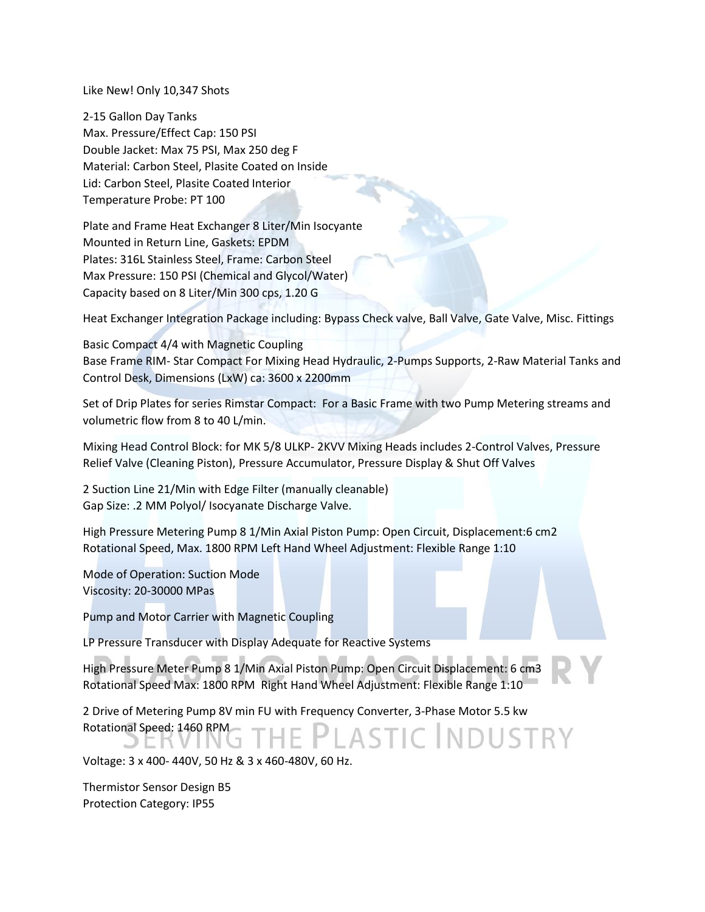Like New! Only 10,347 Shots

2-15 Gallon Day Tanks
Max. Pressure/Effect Cap: 150 PSI
Double Jacket: Max 75 PSI, Max 250 deg F
Material: Carbon Steel, Plasite Coated on Inside
Lid: Carbon Steel, Plasite Coated Interior
Temperature Probe: PT 100

Plate and Frame Heat Exchanger 8 Liter/Min Isocyante
Mounted in Return Line, Gaskets: EPDM
Plates: 316L Stainless Steel, Frame: Carbon Steel
Max Pressure: 150 PSI (Chemical and Glycol/Water)
Capacity based on 8 Liter/Min 300 cps, 1.20 G

Heat Exchanger Integration Package including: Bypass Check valve, Ball Valve, Gate Valve, Misc. Fittings

Basic Compact 4/4 with Magnetic Coupling
Base Frame RIM- Star Compact For Mixing Head Hydraulic, 2-Pumps Supports, 2-Raw Material Tanks and Control Desk, Dimensions (LxW) ca: 3600 x 2200mm

Set of Drip Plates for series Rimstar Compact: For a Basic Frame with two Pump Metering streams and volumetric flow from 8 to 40 L/min.

Mixing Head Control Block: for MK 5/8 ULKP- 2KVV Mixing Heads includes 2-Control Valves, Pressure Relief Valve (Cleaning Piston), Pressure Accumulator, Pressure Display & Shut Off Valves

2 Suction Line 21/Min with Edge Filter (manually cleanable)
Gap Size: .2 MM Polyol/ Isocyanate Discharge Valve.

High Pressure Metering Pump 8 1/Min Axial Piston Pump: Open Circuit, Displacement:6 cm2
Rotational Speed, Max. 1800 RPM Left Hand Wheel Adjustment: Flexible Range 1:10

Mode of Operation: Suction Mode
Viscosity: 20-30000 MPas

Pump and Motor Carrier with Magnetic Coupling

LP Pressure Transducer with Display Adequate for Reactive Systems

High Pressure Meter Pump 8 1/Min Axial Piston Pump: Open Circuit Displacement: 6 cm3
Rotational Speed Max: 1800 RPM Right Hand Wheel Adjustment: Flexible Range 1:10

2 Drive of Metering Pump 8V min FU with Frequency Converter, 3-Phase Motor 5.5 kw
Rotational Speed: 1460 RPM

Voltage: 3 x 400- 440V, 50 Hz & 3 x 460-480V, 60 Hz.

Thermistor Sensor Design B5
Protection Category: IP55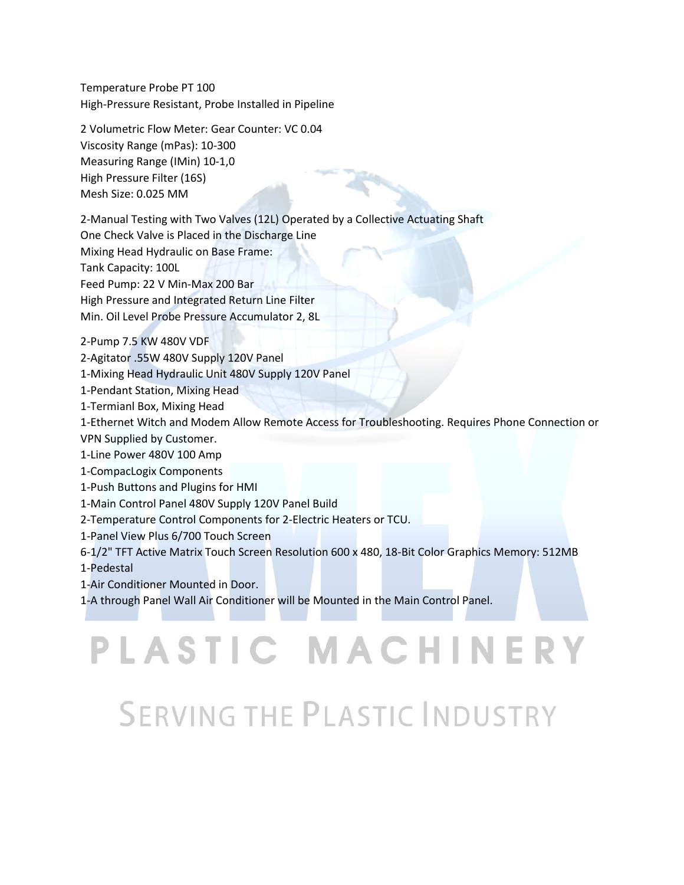Temperature Probe PT 100
High-Pressure Resistant, Probe Installed in Pipeline

2 Volumetric Flow Meter: Gear Counter: VC 0.04
Viscosity Range (mPas): 10-300
Measuring Range (IMin) 10-1,0
High Pressure Filter (16S)
Mesh Size: 0.025 MM

2-Manual Testing with Two Valves (12L) Operated by a Collective Actuating Shaft
One Check Valve is Placed in the Discharge Line
Mixing Head Hydraulic on Base Frame:
Tank Capacity: 100L
Feed Pump: 22 V Min-Max 200 Bar
High Pressure and Integrated Return Line Filter
Min. Oil Level Probe Pressure Accumulator 2, 8L

2-Pump 7.5 KW 480V VDF
2-Agitator .55W 480V Supply 120V Panel
1-Mixing Head Hydraulic Unit 480V Supply 120V Panel
1-Pendant Station, Mixing Head
1-Termianl Box, Mixing Head
1-Ethernet Witch and Modem Allow Remote Access for Troubleshooting. Requires Phone Connection or VPN Supplied by Customer.
1-Line Power 480V 100 Amp
1-CompacLogix Components
1-Push Buttons and Plugins for HMI
1-Main Control Panel 480V Supply 120V Panel Build
2-Temperature Control Components for 2-Electric Heaters or TCU.
1-Panel View Plus 6/700 Touch Screen
6-1/2" TFT Active Matrix Touch Screen Resolution 600 x 480, 18-Bit Color Graphics Memory: 512MB
1-Pedestal
1-Air Conditioner Mounted in Door.
1-A through Panel Wall Air Conditioner will be Mounted in the Main Control Panel.

AMEX PLASTIC MACHINERY

SERVING THE PLASTIC INDUSTRY